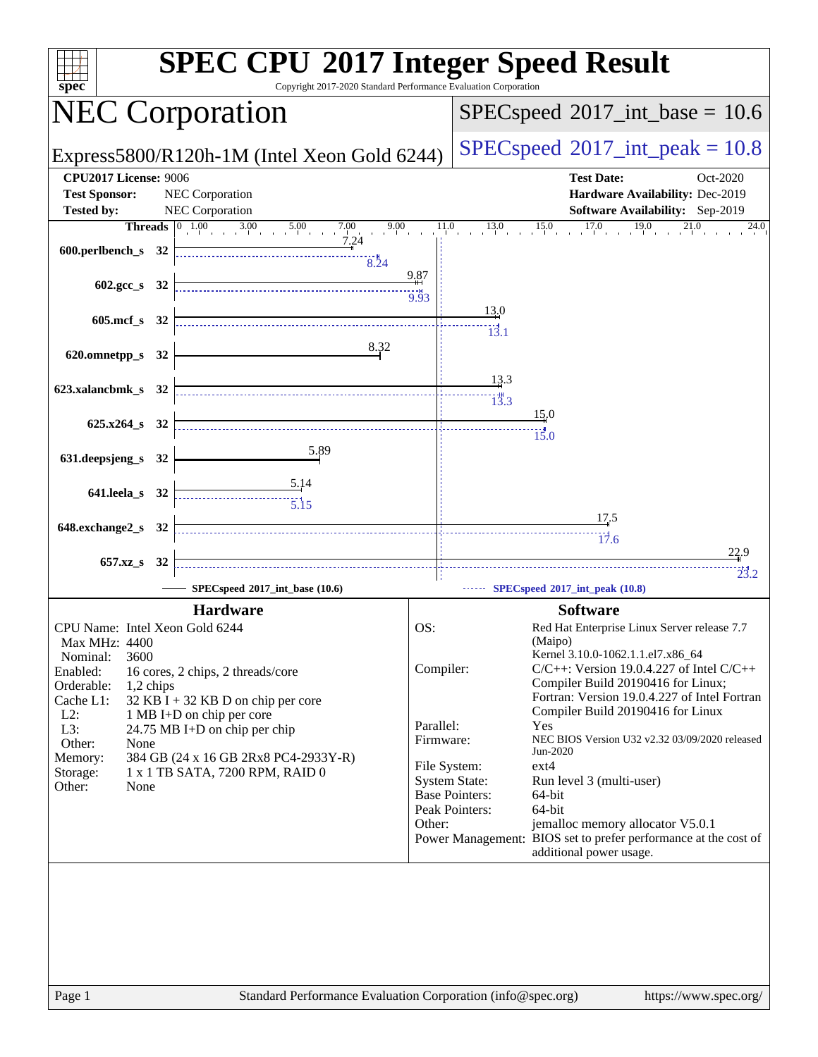# SPEC CPU 2017 Integer Speed Result

Copyright 2017-2020 Standard Performance Evaluation Corporation

## NEC Corporation

Express5800/R120h-1M (Intel Xeon Gold 6244)

SPECspeed 2017_int_base = 10.6

SPECspeed 2017_int_peak = 10.8

**CPU2017 License:** 9006
**Test Sponsor:** NEC Corporation
**Tested by:** NEC Corporation

**Test Date:** Oct-2020
**Hardware Availability:** Dec-2019
**Software Availability:** Sep-2019

| Benchmark | Threads | Base | Peak |
|---|---|---|---|
| 600.perlbench_s | 32 | 7.24 | 8.24 |
| 602.gcc_s | 32 | 9.87 | 9.93 |
| 605.mcf_s | 32 | 13.0 | 13.1 |
| 620.omnetpp_s | 32 | 8.32 | |
| 623.xalancbmk_s | 32 | 13.3 | 13.3 |
| 625.x264_s | 32 | 15.0 | 15.0 |
| 631.deepsjeng_s | 32 | 5.89 | |
| 641.leela_s | 32 | 5.14 | 5.15 |
| 648.exchange2_s | 32 | 17.5 | 17.6 |
| 657.xz_s | 32 | 22.9 | 23.2 |

SPECspeed 2017_int_base (10.6) — SPECspeed 2017_int_peak (10.8)

### Hardware

- CPU Name: Intel Xeon Gold 6244
- Max MHz: 4400
- Nominal: 3600
- Enabled: 16 cores, 2 chips, 2 threads/core
- Orderable: 1,2 chips
- Cache L1: 32 KB I + 32 KB D on chip per core
- L2: 1 MB I+D on chip per core
- L3: 24.75 MB I+D on chip per chip
- Other: None
- Memory: 384 GB (24 x 16 GB 2Rx8 PC4-2933Y-R)
- Storage: 1 x 1 TB SATA, 7200 RPM, RAID 0
- Other: None

### Software

- OS: Red Hat Enterprise Linux Server release 7.7 (Maipo) Kernel 3.10.0-1062.1.1.el7.x86_64
- Compiler: C/C++: Version 19.0.4.227 of Intel C/C++ Compiler Build 20190416 for Linux; Fortran: Version 19.0.4.227 of Intel Fortran Compiler Build 20190416 for Linux
- Parallel: Yes
- Firmware: NEC BIOS Version U32 v2.32 03/09/2020 released Jun-2020
- File System: ext4
- System State: Run level 3 (multi-user)
- Base Pointers: 64-bit
- Peak Pointers: 64-bit
- Other: jemalloc memory allocator V5.0.1
- Power Management: BIOS set to prefer performance at the cost of additional power usage.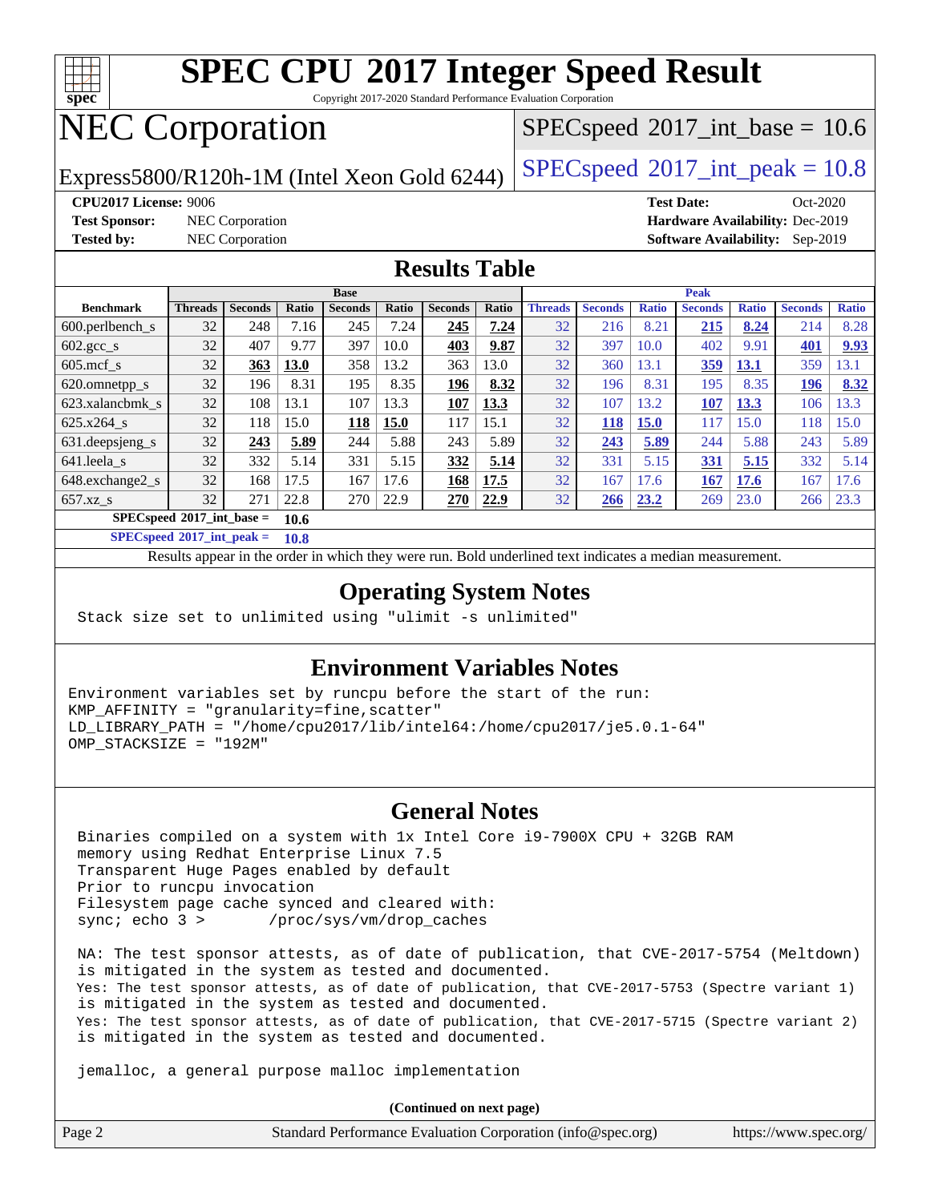# SPEC CPU 2017 Integer Speed Result

Copyright 2017-2020 Standard Performance Evaluation Corporation

# NEC Corporation

Express5800/R120h-1M (Intel Xeon Gold 6244)

SPECspeed 2017_int_base = 10.6

SPECspeed 2017_int_peak = 10.8

**CPU2017 License:** 9006
**Test Sponsor:** NEC Corporation
**Tested by:** NEC Corporation

**Test Date:** Oct-2020
**Hardware Availability:** Dec-2019
**Software Availability:** Sep-2019

## Results Table

| | Base | | | | | | | Peak | | | | | | |
|---|---|---|---|---|---|---|---|---|---|---|---|---|---|---|
| **Benchmark** | **Threads** | **Seconds** | **Ratio** | **Seconds** | **Ratio** | **Seconds** | **Ratio** | **Threads** | **Seconds** | **Ratio** | **Seconds** | **Ratio** | **Seconds** | **Ratio** |
| 600.perlbench_s | 32 | 248 | 7.16 | 245 | 7.24 | **245** | **7.24** | 32 | 216 | 8.21 | **215** | **8.24** | 214 | 8.28 |
| 602.gcc_s | 32 | 407 | 9.77 | 397 | 10.0 | **403** | **9.87** | 32 | 397 | 10.0 | 402 | 9.91 | **401** | **9.93** |
| 605.mcf_s | 32 | **363** | **13.0** | 358 | 13.2 | 363 | 13.0 | 32 | 360 | 13.1 | **359** | **13.1** | 359 | 13.1 |
| 620.omnetpp_s | 32 | 196 | 8.31 | 195 | 8.35 | **196** | **8.32** | 32 | 196 | 8.31 | 195 | 8.35 | **196** | **8.32** |
| 623.xalancbmk_s | 32 | 108 | 13.1 | 107 | 13.3 | **107** | **13.3** | 32 | 107 | 13.2 | **107** | **13.3** | 106 | 13.3 |
| 625.x264_s | 32 | 118 | 15.0 | **118** | **15.0** | 117 | 15.1 | 32 | **118** | **15.0** | 117 | 15.0 | 118 | 15.0 |
| 631.deepsjeng_s | 32 | **243** | **5.89** | 244 | 5.88 | 243 | 5.89 | 32 | **243** | **5.89** | 244 | 5.88 | 243 | 5.89 |
| 641.leela_s | 32 | 332 | 5.14 | 331 | 5.15 | **332** | **5.14** | 32 | 331 | 5.15 | **331** | **5.15** | 332 | 5.14 |
| 648.exchange2_s | 32 | 168 | 17.5 | 167 | 17.6 | **168** | **17.5** | 32 | 167 | 17.6 | **167** | **17.6** | 167 | 17.6 |
| 657.xz_s | 32 | 271 | 22.8 | 270 | 22.9 | **270** | **22.9** | 32 | **266** | **23.2** | 269 | 23.0 | 266 | 23.3 |

**SPECspeed 2017_int_base = 10.6**

**SPECspeed 2017_int_peak = 10.8**

Results appear in the order in which they were run. Bold underlined text indicates a median measurement.

## Operating System Notes

```
Stack size set to unlimited using "ulimit -s unlimited"
```

## Environment Variables Notes

```
Environment variables set by runcpu before the start of the run:
KMP_AFFINITY = "granularity=fine,scatter"
LD_LIBRARY_PATH = "/home/cpu2017/lib/intel64:/home/cpu2017/je5.0.1-64"
OMP_STACKSIZE = "192M"
```

## General Notes

```
Binaries compiled on a system with 1x Intel Core i9-7900X CPU + 32GB RAM
memory using Redhat Enterprise Linux 7.5
Transparent Huge Pages enabled by default
Prior to runcpu invocation
Filesystem page cache synced and cleared with:
sync; echo 3 >       /proc/sys/vm/drop_caches

NA: The test sponsor attests, as of date of publication, that CVE-2017-5754 (Meltdown)
is mitigated in the system as tested and documented.
Yes: The test sponsor attests, as of date of publication, that CVE-2017-5753 (Spectre variant 1)
is mitigated in the system as tested and documented.
Yes: The test sponsor attests, as of date of publication, that CVE-2017-5715 (Spectre variant 2)
is mitigated in the system as tested and documented.

jemalloc, a general purpose malloc implementation
```

**(Continued on next page)**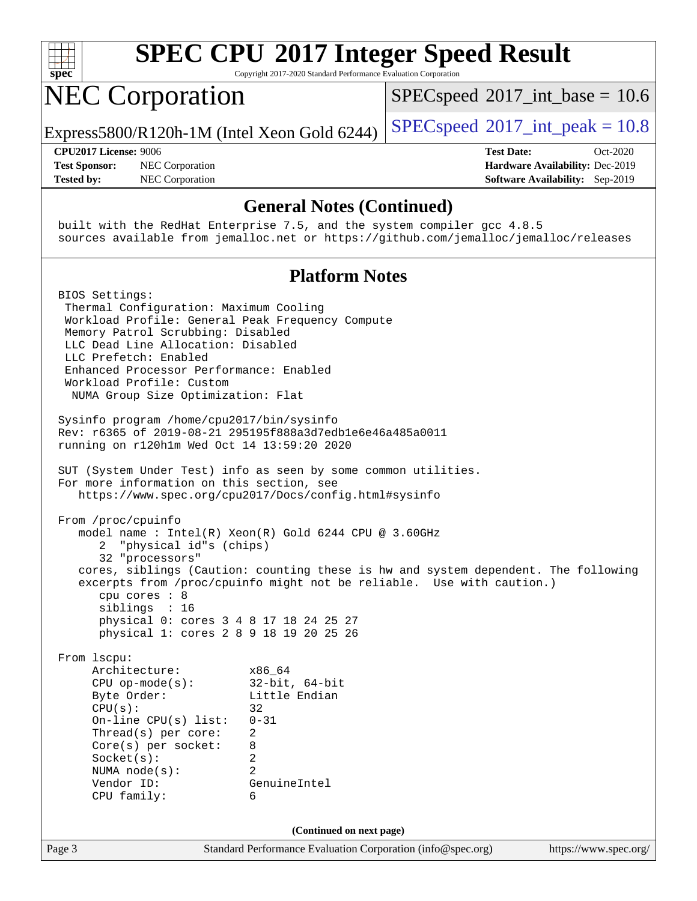## General Notes (Continued)

```
built with the RedHat Enterprise 7.5, and the system compiler gcc 4.8.5
sources available from jemalloc.net or https://github.com/jemalloc/jemalloc/releases
```

## Platform Notes

```
BIOS Settings:
 Thermal Configuration: Maximum Cooling
 Workload Profile: General Peak Frequency Compute
 Memory Patrol Scrubbing: Disabled
 LLC Dead Line Allocation: Disabled
 LLC Prefetch: Enabled
 Enhanced Processor Performance: Enabled
 Workload Profile: Custom
  NUMA Group Size Optimization: Flat

Sysinfo program /home/cpu2017/bin/sysinfo
Rev: r6365 of 2019-08-21 295195f888a3d7edb1e6e46a485a0011
running on r120h1m Wed Oct 14 13:59:20 2020

SUT (System Under Test) info as seen by some common utilities.
For more information on this section, see
   https://www.spec.org/cpu2017/Docs/config.html#sysinfo

From /proc/cpuinfo
   model name : Intel(R) Xeon(R) Gold 6244 CPU @ 3.60GHz
      2  "physical id"s (chips)
      32 "processors"
   cores, siblings (Caution: counting these is hw and system dependent. The following
   excerpts from /proc/cpuinfo might not be reliable.  Use with caution.)
      cpu cores : 8
      siblings  : 16
      physical 0: cores 3 4 8 17 18 24 25 27
      physical 1: cores 2 8 9 18 19 20 25 26

From lscpu:
     Architecture:          x86_64
     CPU op-mode(s):        32-bit, 64-bit
     Byte Order:            Little Endian
     CPU(s):                32
     On-line CPU(s) list:   0-31
     Thread(s) per core:    2
     Core(s) per socket:    8
     Socket(s):             2
     NUMA node(s):          2
     Vendor ID:             GenuineIntel
     CPU family:            6
```

(Continued on next page)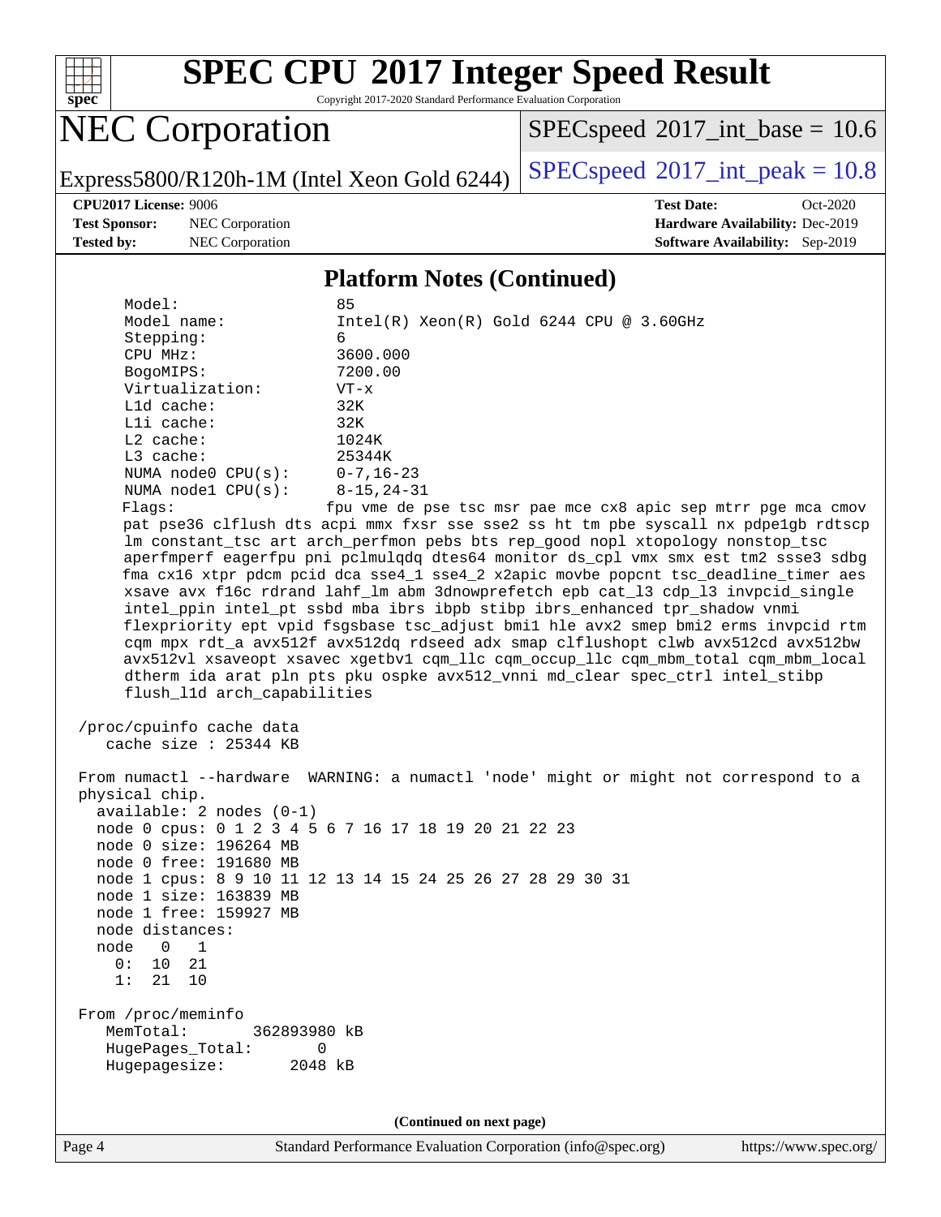# SPEC CPU 2017 Integer Speed Result

Copyright 2017-2020 Standard Performance Evaluation Corporation

## NEC Corporation

Express5800/R120h-1M (Intel Xeon Gold 6244)

SPECspeed 2017_int_base = 10.6

SPECspeed 2017_int_peak = 10.8

**CPU2017 License:** 9006
**Test Sponsor:** NEC Corporation
**Tested by:** NEC Corporation

**Test Date:** Oct-2020
**Hardware Availability:** Dec-2019
**Software Availability:** Sep-2019

### Platform Notes (Continued)

```
     Model:                 85
     Model name:            Intel(R) Xeon(R) Gold 6244 CPU @ 3.60GHz
     Stepping:              6
     CPU MHz:               3600.000
     BogoMIPS:              7200.00
     Virtualization:        VT-x
     L1d cache:             32K
     L1i cache:             32K
     L2 cache:              1024K
     L3 cache:              25344K
     NUMA node0 CPU(s):     0-7,16-23
     NUMA node1 CPU(s):     8-15,24-31
     Flags:                 fpu vme de pse tsc msr pae mce cx8 apic sep mtrr pge mca cmov
     pat pse36 clflush dts acpi mmx fxsr sse sse2 ss ht tm pbe syscall nx pdpe1gb rdtscp
     lm constant_tsc art arch_perfmon pebs bts rep_good nopl xtopology nonstop_tsc
     aperfmperf eagerfpu pni pclmulqdq dtes64 monitor ds_cpl vmx smx est tm2 ssse3 sdbg
     fma cx16 xtpr pdcm pcid dca sse4_1 sse4_2 x2apic movbe popcnt tsc_deadline_timer aes
     xsave avx f16c rdrand lahf_lm abm 3dnowprefetch epb cat_l3 cdp_l3 invpcid_single
     intel_ppin intel_pt ssbd mba ibrs ibpb stibp ibrs_enhanced tpr_shadow vnmi
     flexpriority ept vpid fsgsbase tsc_adjust bmi1 hle avx2 smep bmi2 erms invpcid rtm
     cqm mpx rdt_a avx512f avx512dq rdseed adx smap clflushopt clwb avx512cd avx512bw
     avx512vl xsaveopt xsavec xgetbv1 cqm_llc cqm_occup_llc cqm_mbm_total cqm_mbm_local
     dtherm ida arat pln pts pku ospke avx512_vnni md_clear spec_ctrl intel_stibp
     flush_l1d arch_capabilities

 /proc/cpuinfo cache data
    cache size : 25344 KB

 From numactl --hardware  WARNING: a numactl 'node' might or might not correspond to a
 physical chip.
   available: 2 nodes (0-1)
   node 0 cpus: 0 1 2 3 4 5 6 7 16 17 18 19 20 21 22 23
   node 0 size: 196264 MB
   node 0 free: 191680 MB
   node 1 cpus: 8 9 10 11 12 13 14 15 24 25 26 27 28 29 30 31
   node 1 size: 163839 MB
   node 1 free: 159927 MB
   node distances:
   node   0   1
     0:  10  21
     1:  21  10

 From /proc/meminfo
    MemTotal:       362893980 kB
    HugePages_Total:       0
    Hugepagesize:       2048 kB
```

(Continued on next page)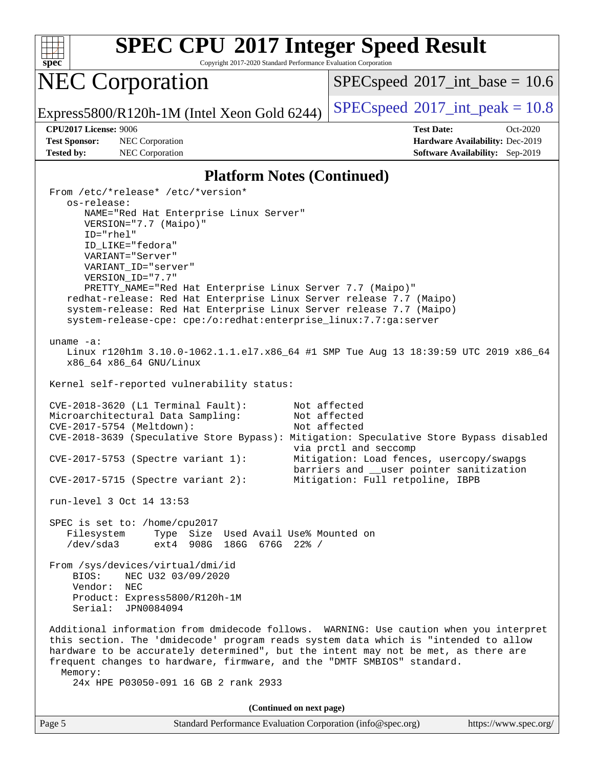## Platform Notes (Continued)

```
From /etc/*release* /etc/*version*
   os-release:
      NAME="Red Hat Enterprise Linux Server"
      VERSION="7.7 (Maipo)"
      ID="rhel"
      ID_LIKE="fedora"
      VARIANT="Server"
      VARIANT_ID="server"
      VERSION_ID="7.7"
      PRETTY_NAME="Red Hat Enterprise Linux Server 7.7 (Maipo)"
   redhat-release: Red Hat Enterprise Linux Server release 7.7 (Maipo)
   system-release: Red Hat Enterprise Linux Server release 7.7 (Maipo)
   system-release-cpe: cpe:/o:redhat:enterprise_linux:7.7:ga:server

uname -a:
   Linux r120h1m 3.10.0-1062.1.1.el7.x86_64 #1 SMP Tue Aug 13 18:39:59 UTC 2019 x86_64
   x86_64 x86_64 GNU/Linux

Kernel self-reported vulnerability status:

CVE-2018-3620 (L1 Terminal Fault):        Not affected
Microarchitectural Data Sampling:         Not affected
CVE-2017-5754 (Meltdown):                 Not affected
CVE-2018-3639 (Speculative Store Bypass): Mitigation: Speculative Store Bypass disabled
                                          via prctl and seccomp
CVE-2017-5753 (Spectre variant 1):        Mitigation: Load fences, usercopy/swapgs
                                          barriers and __user pointer sanitization
CVE-2017-5715 (Spectre variant 2):        Mitigation: Full retpoline, IBPB

run-level 3 Oct 14 13:53

SPEC is set to: /home/cpu2017
   Filesystem     Type  Size  Used Avail Use% Mounted on
   /dev/sda3      ext4  908G  186G  676G  22% /

From /sys/devices/virtual/dmi/id
    BIOS:    NEC U32 03/09/2020
    Vendor:  NEC
    Product: Express5800/R120h-1M
    Serial:  JPN0084094

Additional information from dmidecode follows.  WARNING: Use caution when you interpret
this section. The 'dmidecode' program reads system data which is "intended to allow
hardware to be accurately determined", but the intent may not be met, as there are
frequent changes to hardware, firmware, and the "DMTF SMBIOS" standard.
  Memory:
    24x HPE P03050-091 16 GB 2 rank 2933
```

(Continued on next page)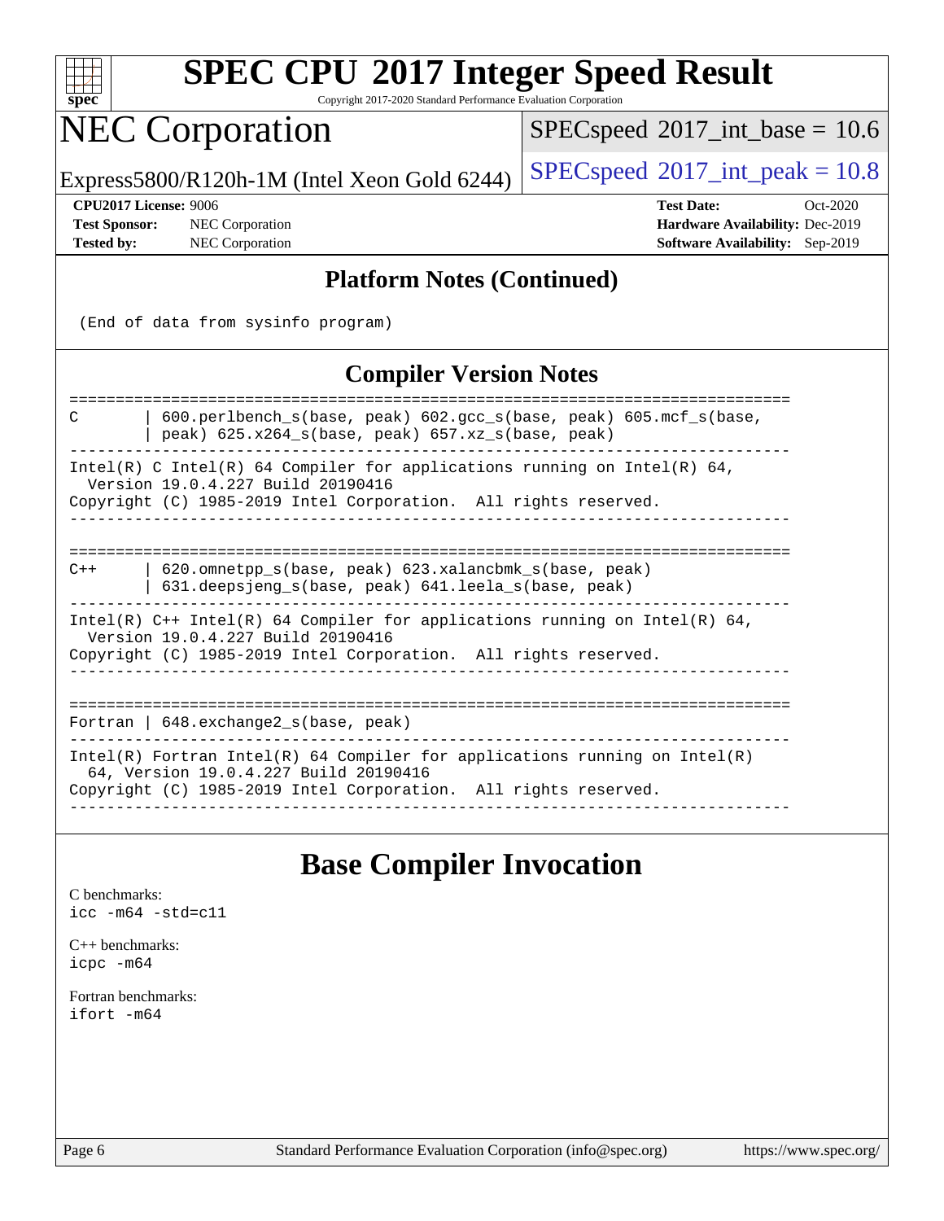## Platform Notes (Continued)

```
 (End of data from sysinfo program)
```

## Compiler Version Notes

```
==============================================================================
C       | 600.perlbench_s(base, peak) 602.gcc_s(base, peak) 605.mcf_s(base,
        | peak) 625.x264_s(base, peak) 657.xz_s(base, peak)
------------------------------------------------------------------------------
Intel(R) C Intel(R) 64 Compiler for applications running on Intel(R) 64,
  Version 19.0.4.227 Build 20190416
Copyright (C) 1985-2019 Intel Corporation.  All rights reserved.
------------------------------------------------------------------------------

==============================================================================
C++     | 620.omnetpp_s(base, peak) 623.xalancbmk_s(base, peak)
        | 631.deepsjeng_s(base, peak) 641.leela_s(base, peak)
------------------------------------------------------------------------------
Intel(R) C++ Intel(R) 64 Compiler for applications running on Intel(R) 64,
  Version 19.0.4.227 Build 20190416
Copyright (C) 1985-2019 Intel Corporation.  All rights reserved.
------------------------------------------------------------------------------

==============================================================================
Fortran | 648.exchange2_s(base, peak)
------------------------------------------------------------------------------
Intel(R) Fortran Intel(R) 64 Compiler for applications running on Intel(R)
  64, Version 19.0.4.227 Build 20190416
Copyright (C) 1985-2019 Intel Corporation.  All rights reserved.
------------------------------------------------------------------------------
```

# Base Compiler Invocation

C benchmarks:
`icc -m64 -std=c11`

C++ benchmarks:
`icpc -m64`

Fortran benchmarks:
`ifort -m64`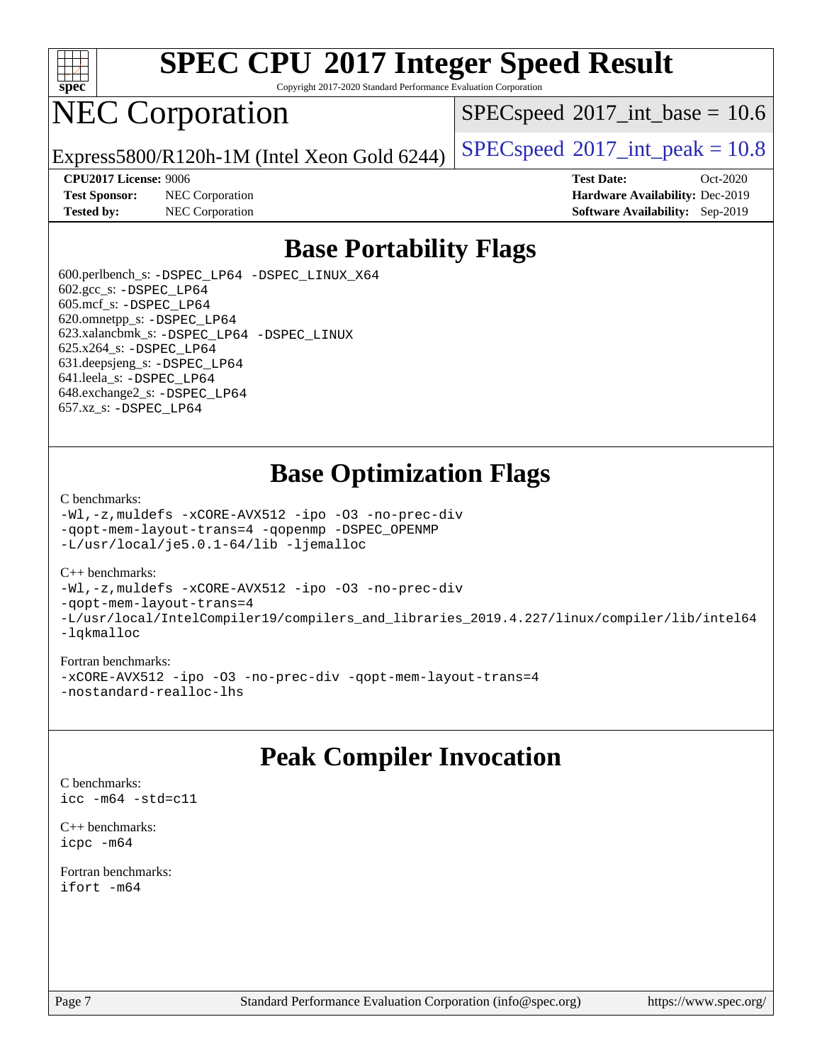# SPEC CPU 2017 Integer Speed Result

Copyright 2017-2020 Standard Performance Evaluation Corporation

# NEC Corporation

Express5800/R120h-1M (Intel Xeon Gold 6244)

SPECspeed 2017_int_base = 10.6

SPECspeed 2017_int_peak = 10.8

**CPU2017 License:** 9006
**Test Sponsor:** NEC Corporation
**Tested by:** NEC Corporation

**Test Date:** Oct-2020
**Hardware Availability:** Dec-2019
**Software Availability:** Sep-2019

## Base Portability Flags

600.perlbench_s: -DSPEC_LP64 -DSPEC_LINUX_X64
602.gcc_s: -DSPEC_LP64
605.mcf_s: -DSPEC_LP64
620.omnetpp_s: -DSPEC_LP64
623.xalancbmk_s: -DSPEC_LP64 -DSPEC_LINUX
625.x264_s: -DSPEC_LP64
631.deepsjeng_s: -DSPEC_LP64
641.leela_s: -DSPEC_LP64
648.exchange2_s: -DSPEC_LP64
657.xz_s: -DSPEC_LP64

## Base Optimization Flags

C benchmarks:
```
-Wl,-z,muldefs -xCORE-AVX512 -ipo -O3 -no-prec-div
-qopt-mem-layout-trans=4 -qopenmp -DSPEC_OPENMP
-L/usr/local/je5.0.1-64/lib -ljemalloc
```

C++ benchmarks:
```
-Wl,-z,muldefs -xCORE-AVX512 -ipo -O3 -no-prec-div
-qopt-mem-layout-trans=4
-L/usr/local/IntelCompiler19/compilers_and_libraries_2019.4.227/linux/compiler/lib/intel64
-lqkmalloc
```

Fortran benchmarks:
```
-xCORE-AVX512 -ipo -O3 -no-prec-div -qopt-mem-layout-trans=4
-nostandard-realloc-lhs
```

## Peak Compiler Invocation

C benchmarks:
```
icc -m64 -std=c11
```

C++ benchmarks:
```
icpc -m64
```

Fortran benchmarks:
```
ifort -m64
```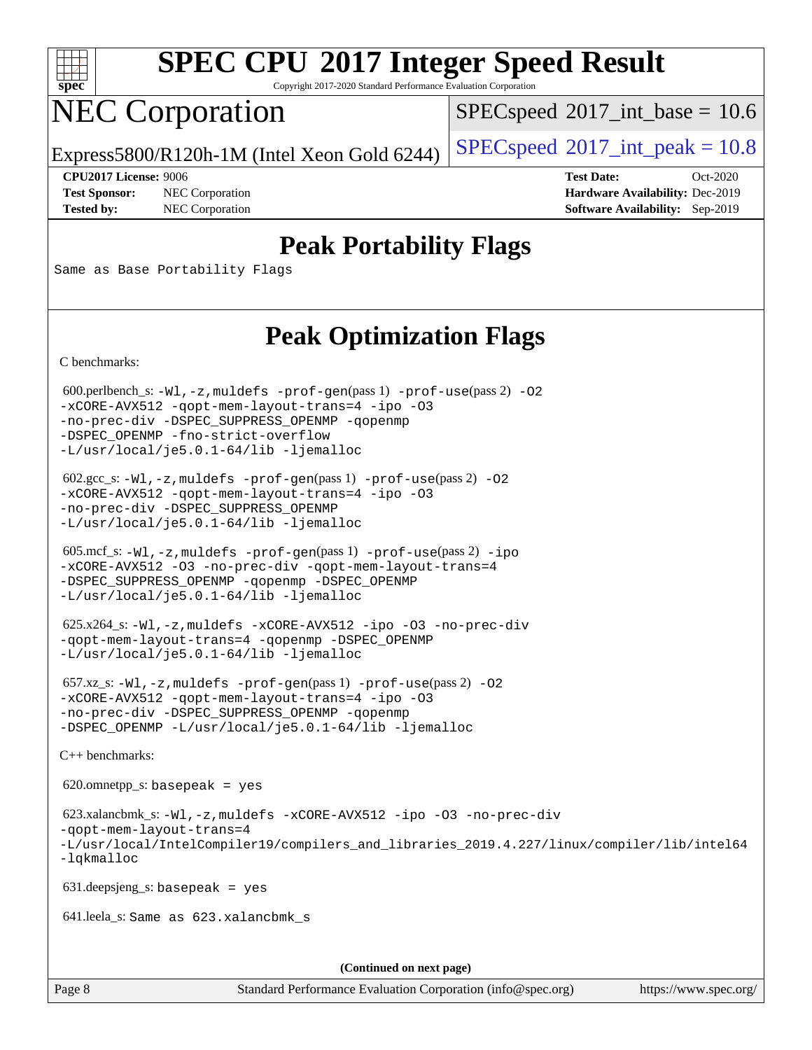# SPEC CPU 2017 Integer Speed Result

Copyright 2017-2020 Standard Performance Evaluation Corporation

# NEC Corporation

Express5800/R120h-1M (Intel Xeon Gold 6244)

SPECspeed 2017_int_base = 10.6

SPECspeed 2017_int_peak = 10.8

**CPU2017 License:** 9006
**Test Sponsor:** NEC Corporation
**Tested by:** NEC Corporation

**Test Date:** Oct-2020
**Hardware Availability:** Dec-2019
**Software Availability:** Sep-2019

## Peak Portability Flags

Same as Base Portability Flags

## Peak Optimization Flags

C benchmarks:

600.perlbench_s: -Wl,-z,muldefs -prof-gen(pass 1) -prof-use(pass 2) -O2 -xCORE-AVX512 -qopt-mem-layout-trans=4 -ipo -O3 -no-prec-div -DSPEC_SUPPRESS_OPENMP -qopenmp -DSPEC_OPENMP -fno-strict-overflow -L/usr/local/je5.0.1-64/lib -ljemalloc

602.gcc_s: -Wl,-z,muldefs -prof-gen(pass 1) -prof-use(pass 2) -O2 -xCORE-AVX512 -qopt-mem-layout-trans=4 -ipo -O3 -no-prec-div -DSPEC_SUPPRESS_OPENMP -L/usr/local/je5.0.1-64/lib -ljemalloc

605.mcf_s: -Wl,-z,muldefs -prof-gen(pass 1) -prof-use(pass 2) -ipo -xCORE-AVX512 -O3 -no-prec-div -qopt-mem-layout-trans=4 -DSPEC_SUPPRESS_OPENMP -qopenmp -DSPEC_OPENMP -L/usr/local/je5.0.1-64/lib -ljemalloc

625.x264_s: -Wl,-z,muldefs -xCORE-AVX512 -ipo -O3 -no-prec-div -qopt-mem-layout-trans=4 -qopenmp -DSPEC_OPENMP -L/usr/local/je5.0.1-64/lib -ljemalloc

657.xz_s: -Wl,-z,muldefs -prof-gen(pass 1) -prof-use(pass 2) -O2 -xCORE-AVX512 -qopt-mem-layout-trans=4 -ipo -O3 -no-prec-div -DSPEC_SUPPRESS_OPENMP -qopenmp -DSPEC_OPENMP -L/usr/local/je5.0.1-64/lib -ljemalloc

C++ benchmarks:

620.omnetpp_s: basepeak = yes

623.xalancbmk_s: -Wl,-z,muldefs -xCORE-AVX512 -ipo -O3 -no-prec-div -qopt-mem-layout-trans=4 -L/usr/local/IntelCompiler19/compilers_and_libraries_2019.4.227/linux/compiler/lib/intel64 -lqkmalloc

631.deepsjeng_s: basepeak = yes

641.leela_s: Same as 623.xalancbmk_s

**(Continued on next page)**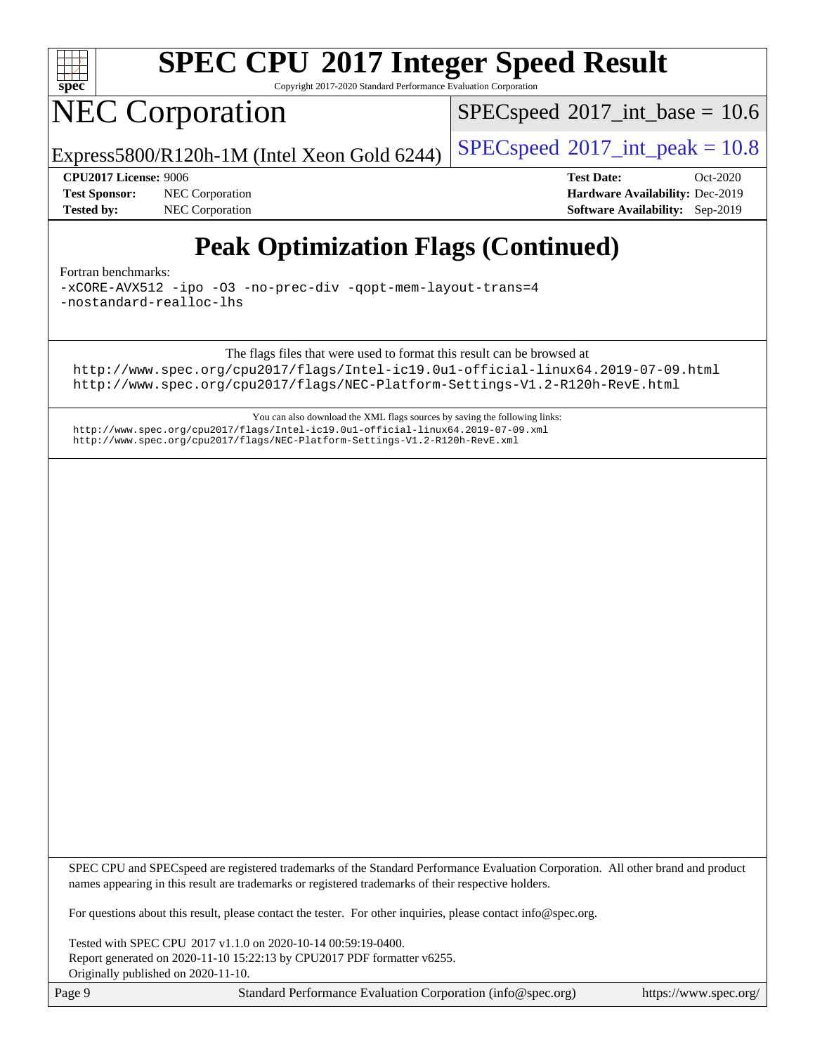# Peak Optimization Flags (Continued)

Fortran benchmarks:

-xCORE-AVX512 -ipo -O3 -no-prec-div -qopt-mem-layout-trans=4
-nostandard-realloc-lhs

The flags files that were used to format this result can be browsed at

http://www.spec.org/cpu2017/flags/Intel-ic19.0u1-official-linux64.2019-07-09.html
http://www.spec.org/cpu2017/flags/NEC-Platform-Settings-V1.2-R120h-RevE.html

You can also download the XML flags sources by saving the following links:

http://www.spec.org/cpu2017/flags/Intel-ic19.0u1-official-linux64.2019-07-09.xml
http://www.spec.org/cpu2017/flags/NEC-Platform-Settings-V1.2-R120h-RevE.xml

SPEC CPU and SPECspeed are registered trademarks of the Standard Performance Evaluation Corporation. All other brand and product names appearing in this result are trademarks or registered trademarks of their respective holders.

For questions about this result, please contact the tester. For other inquiries, please contact info@spec.org.

Tested with SPEC CPU 2017 v1.1.0 on 2020-10-14 00:59:19-0400.
Report generated on 2020-11-10 15:22:13 by CPU2017 PDF formatter v6255.
Originally published on 2020-11-10.